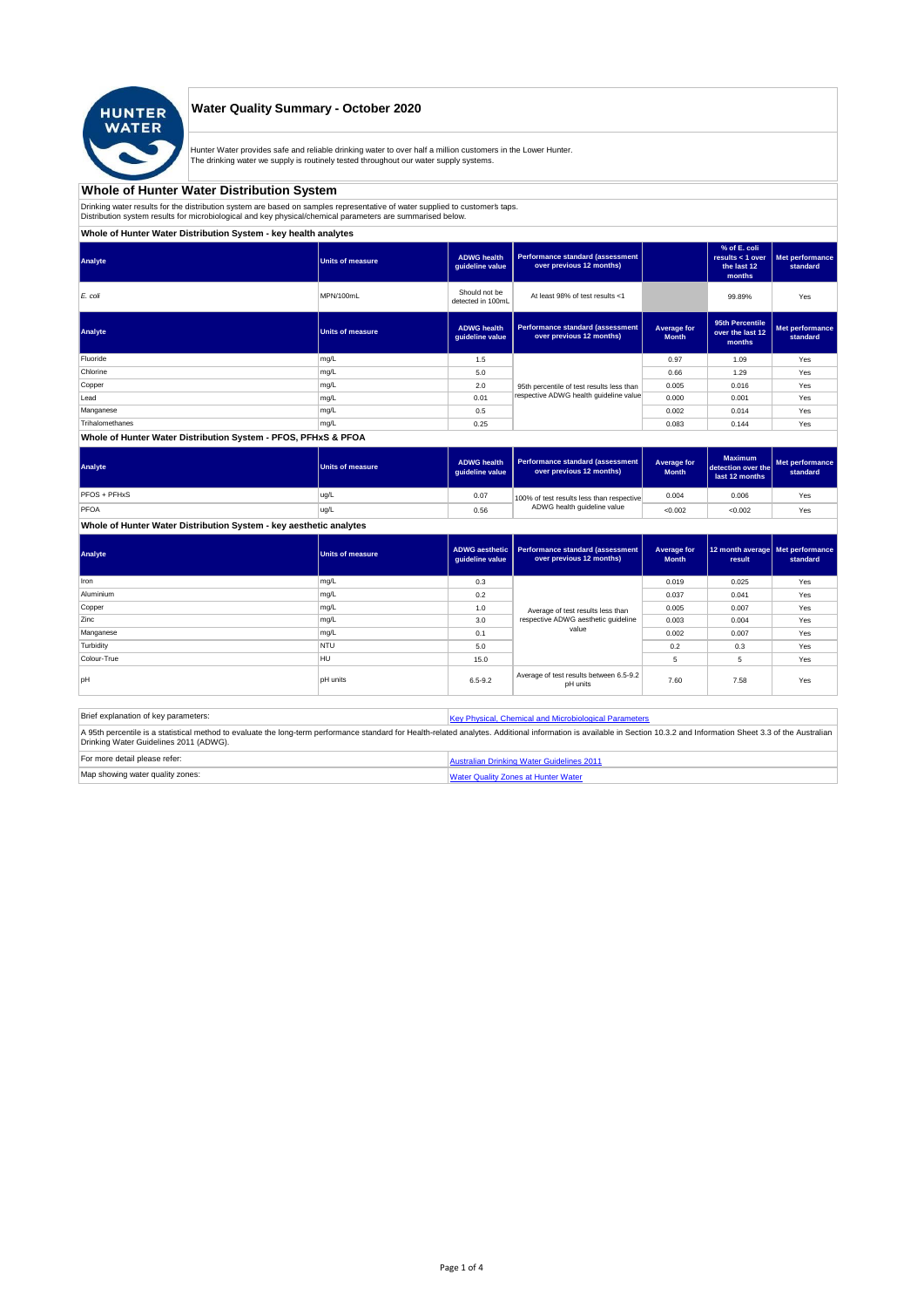# Water Quality Summary - October 2020

Hunter Water provides safe and reliable drinking water to over half a million customers in the Lower Hunter.
The drinking water we supply is routinely tested throughout our water supply systems.

## Whole of Hunter Water Distribution System

Drinking water results for the distribution system are based on samples representative of water supplied to customer's taps.
Distribution system results for microbiological and key physical/chemical parameters are summarised below.

### Whole of Hunter Water Distribution System - key health analytes

| Analyte | Units of measure | ADWG health guideline value | Performance standard (assessment over previous 12 months) | | % of E. coli results < 1 over the last 12 months | Met performance standard |
|---|---|---|---|---|---|---|
| *E. coli* | MPN/100mL | Should not be detected in 100mL | At least 98% of test results <1 | | 99.89% | Yes |

| Analyte | Units of measure | ADWG health guideline value | Performance standard (assessment over previous 12 months) | Average for Month | 95th Percentile over the last 12 months | Met performance standard |
|---|---|---|---|---|---|---|
| Fluoride | mg/L | 1.5 | 95th percentile of test results less than respective ADWG health guideline value | 0.97 | 1.09 | Yes |
| Chlorine | mg/L | 5.0 | | 0.66 | 1.29 | Yes |
| Copper | mg/L | 2.0 | | 0.005 | 0.016 | Yes |
| Lead | mg/L | 0.01 | | 0.000 | 0.001 | Yes |
| Manganese | mg/L | 0.5 | | 0.002 | 0.014 | Yes |
| Trihalomethanes | mg/L | 0.25 | | 0.083 | 0.144 | Yes |

### Whole of Hunter Water Distribution System - PFOS, PFHxS & PFOA

| Analyte | Units of measure | ADWG health guideline value | Performance standard (assessment over previous 12 months) | Average for Month | Maximum detection over the last 12 months | Met performance standard |
|---|---|---|---|---|---|---|
| PFOS + PFHxS | ug/L | 0.07 | 100% of test results less than respective ADWG health guideline value | 0.004 | 0.006 | Yes |
| PFOA | ug/L | 0.56 | | <0.002 | <0.002 | Yes |

### Whole of Hunter Water Distribution System - key aesthetic analytes

| Analyte | Units of measure | ADWG aesthetic guideline value | Performance standard (assessment over previous 12 months) | Average for Month | 12 month average result | Met performance standard |
|---|---|---|---|---|---|---|
| Iron | mg/L | 0.3 | Average of test results less than respective ADWG aesthetic guideline value | 0.019 | 0.025 | Yes |
| Aluminium | mg/L | 0.2 | | 0.037 | 0.041 | Yes |
| Copper | mg/L | 1.0 | | 0.005 | 0.007 | Yes |
| Zinc | mg/L | 3.0 | | 0.003 | 0.004 | Yes |
| Manganese | mg/L | 0.1 | | 0.002 | 0.007 | Yes |
| Turbidity | NTU | 5.0 | | 0.2 | 0.3 | Yes |
| Colour-True | HU | 15.0 | | 5 | 5 | Yes |
| pH | pH units | 6.5-9.2 | Average of test results between 6.5-9.2 pH units | 7.60 | 7.58 | Yes |

| Brief explanation of key parameters: | [Key Physical, Chemical and Microbiological Parameters] |
|---|---|

A 95th percentile is a statistical method to evaluate the long-term performance standard for Health-related analytes. Additional information is available in Section 10.3.2 and Information Sheet 3.3 of the Australian Drinking Water Guidelines 2011 (ADWG).

| For more detail please refer: | [Australian Drinking Water Guidelines 2011] |
|---|---|
| Map showing water quality zones: | [Water Quality Zones at Hunter Water] |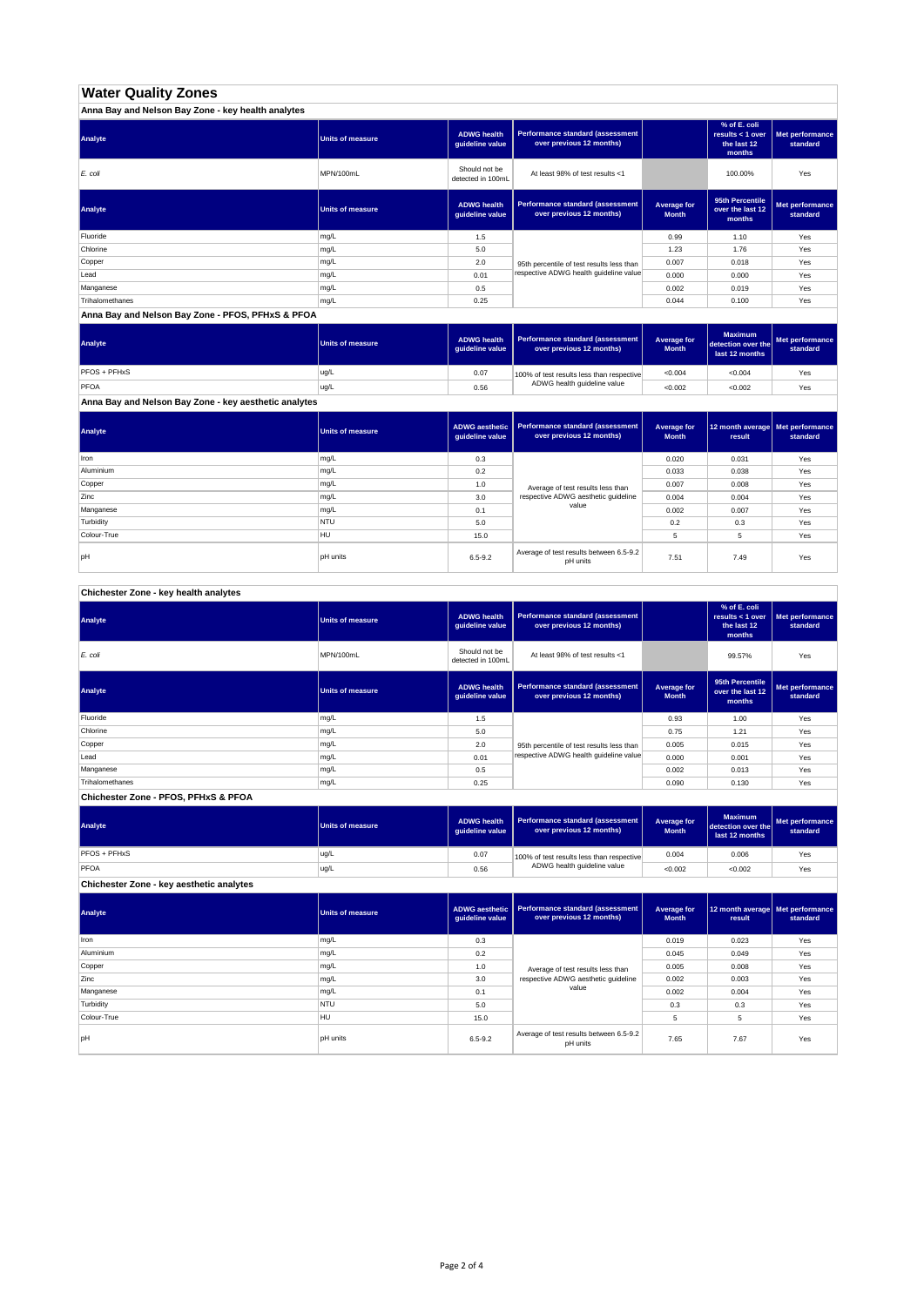# Water Quality Zones

## Anna Bay and Nelson Bay Zone - key health analytes

| Analyte | Units of measure | ADWG health guideline value | Performance standard (assessment over previous 12 months) | | % of E. coli results < 1 over the last 12 months | Met performance standard |
|---|---|---|---|---|---|---|
| *E. coli* | MPN/100mL | Should not be detected in 100mL | At least 98% of test results <1 | | 100.00% | Yes |

| Analyte | Units of measure | ADWG health guideline value | Performance standard (assessment over previous 12 months) | Average for Month | 95th Percentile over the last 12 months | Met performance standard |
|---|---|---|---|---|---|---|
| Fluoride | mg/L | 1.5 | 95th percentile of test results less than respective ADWG health guideline value | 0.99 | 1.10 | Yes |
| Chlorine | mg/L | 5.0 | | 1.23 | 1.76 | Yes |
| Copper | mg/L | 2.0 | | 0.007 | 0.018 | Yes |
| Lead | mg/L | 0.01 | | 0.000 | 0.000 | Yes |
| Manganese | mg/L | 0.5 | | 0.002 | 0.019 | Yes |
| Trihalomethanes | mg/L | 0.25 | | 0.044 | 0.100 | Yes |

## Anna Bay and Nelson Bay Zone - PFOS, PFHxS & PFOA

| Analyte | Units of measure | ADWG health guideline value | Performance standard (assessment over previous 12 months) | Average for Month | Maximum detection over the last 12 months | Met performance standard |
|---|---|---|---|---|---|---|
| PFOS + PFHxS | ug/L | 0.07 | 100% of test results less than respective ADWG health guideline value | <0.004 | <0.004 | Yes |
| PFOA | ug/L | 0.56 | | <0.002 | <0.002 | Yes |

## Anna Bay and Nelson Bay Zone - key aesthetic analytes

| Analyte | Units of measure | ADWG aesthetic guideline value | Performance standard (assessment over previous 12 months) | Average for Month | 12 month average result | Met performance standard |
|---|---|---|---|---|---|---|
| Iron | mg/L | 0.3 | Average of test results less than respective ADWG aesthetic guideline value | 0.020 | 0.031 | Yes |
| Aluminium | mg/L | 0.2 | | 0.033 | 0.038 | Yes |
| Copper | mg/L | 1.0 | | 0.007 | 0.008 | Yes |
| Zinc | mg/L | 3.0 | | 0.004 | 0.004 | Yes |
| Manganese | mg/L | 0.1 | | 0.002 | 0.007 | Yes |
| Turbidity | NTU | 5.0 | | 0.2 | 0.3 | Yes |
| Colour-True | HU | 15.0 | | 5 | 5 | Yes |
| pH | pH units | 6.5-9.2 | Average of test results between 6.5-9.2 pH units | 7.51 | 7.49 | Yes |

## Chichester Zone - key health analytes

| Analyte | Units of measure | ADWG health guideline value | Performance standard (assessment over previous 12 months) | | % of E. coli results < 1 over the last 12 months | Met performance standard |
|---|---|---|---|---|---|---|
| *E. coli* | MPN/100mL | Should not be detected in 100mL | At least 98% of test results <1 | | 99.57% | Yes |

| Analyte | Units of measure | ADWG health guideline value | Performance standard (assessment over previous 12 months) | Average for Month | 95th Percentile over the last 12 months | Met performance standard |
|---|---|---|---|---|---|---|
| Fluoride | mg/L | 1.5 | 95th percentile of test results less than respective ADWG health guideline value | 0.93 | 1.00 | Yes |
| Chlorine | mg/L | 5.0 | | 0.75 | 1.21 | Yes |
| Copper | mg/L | 2.0 | | 0.005 | 0.015 | Yes |
| Lead | mg/L | 0.01 | | 0.000 | 0.001 | Yes |
| Manganese | mg/L | 0.5 | | 0.002 | 0.013 | Yes |
| Trihalomethanes | mg/L | 0.25 | | 0.090 | 0.130 | Yes |

## Chichester Zone - PFOS, PFHxS & PFOA

| Analyte | Units of measure | ADWG health guideline value | Performance standard (assessment over previous 12 months) | Average for Month | Maximum detection over the last 12 months | Met performance standard |
|---|---|---|---|---|---|---|
| PFOS + PFHxS | ug/L | 0.07 | 100% of test results less than respective ADWG health guideline value | 0.004 | 0.006 | Yes |
| PFOA | ug/L | 0.56 | | <0.002 | <0.002 | Yes |

## Chichester Zone - key aesthetic analytes

| Analyte | Units of measure | ADWG aesthetic guideline value | Performance standard (assessment over previous 12 months) | Average for Month | 12 month average result | Met performance standard |
|---|---|---|---|---|---|---|
| Iron | mg/L | 0.3 | Average of test results less than respective ADWG aesthetic guideline value | 0.019 | 0.023 | Yes |
| Aluminium | mg/L | 0.2 | | 0.045 | 0.049 | Yes |
| Copper | mg/L | 1.0 | | 0.005 | 0.008 | Yes |
| Zinc | mg/L | 3.0 | | 0.002 | 0.003 | Yes |
| Manganese | mg/L | 0.1 | | 0.002 | 0.004 | Yes |
| Turbidity | NTU | 5.0 | | 0.3 | 0.3 | Yes |
| Colour-True | HU | 15.0 | | 5 | 5 | Yes |
| pH | pH units | 6.5-9.2 | Average of test results between 6.5-9.2 pH units | 7.65 | 7.67 | Yes |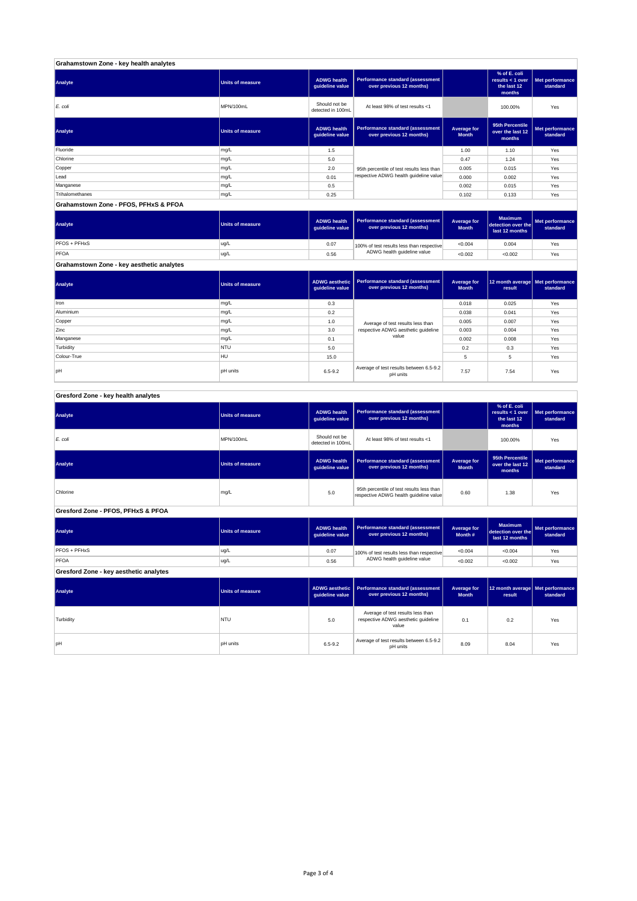## Grahamstown Zone - key health analytes

| Analyte | Units of measure | ADWG health guideline value | Performance standard (assessment over previous 12 months) | | % of E. coli results < 1 over the last 12 months | Met performance standard |
|---|---|---|---|---|---|---|
| *E. coli* | MPN/100mL | Should not be detected in 100mL | At least 98% of test results <1 | | 100.00% | Yes |

| Analyte | Units of measure | ADWG health guideline value | Performance standard (assessment over previous 12 months) | Average for Month | 95th Percentile over the last 12 months | Met performance standard |
|---|---|---|---|---|---|---|
| Fluoride | mg/L | 1.5 | 95th percentile of test results less than respective ADWG health guideline value | 1.00 | 1.10 | Yes |
| Chlorine | mg/L | 5.0 | | 0.47 | 1.24 | Yes |
| Copper | mg/L | 2.0 | | 0.005 | 0.015 | Yes |
| Lead | mg/L | 0.01 | | 0.000 | 0.002 | Yes |
| Manganese | mg/L | 0.5 | | 0.002 | 0.015 | Yes |
| Trihalomethanes | mg/L | 0.25 | | 0.102 | 0.133 | Yes |

## Grahamstown Zone - PFOS, PFHxS & PFOA

| Analyte | Units of measure | ADWG health guideline value | Performance standard (assessment over previous 12 months) | Average for Month | Maximum detection over the last 12 months | Met performance standard |
|---|---|---|---|---|---|---|
| PFOS + PFHxS | ug/L | 0.07 | 100% of test results less than respective ADWG health guideline value | <0.004 | 0.004 | Yes |
| PFOA | ug/L | 0.56 | | <0.002 | <0.002 | Yes |

## Grahamstown Zone - key aesthetic analytes

| Analyte | Units of measure | ADWG aesthetic guideline value | Performance standard (assessment over previous 12 months) | Average for Month | 12 month average result | Met performance standard |
|---|---|---|---|---|---|---|
| Iron | mg/L | 0.3 | Average of test results less than respective ADWG aesthetic guideline value | 0.018 | 0.025 | Yes |
| Aluminium | mg/L | 0.2 | | 0.038 | 0.041 | Yes |
| Copper | mg/L | 1.0 | | 0.005 | 0.007 | Yes |
| Zinc | mg/L | 3.0 | | 0.003 | 0.004 | Yes |
| Manganese | mg/L | 0.1 | | 0.002 | 0.008 | Yes |
| Turbidity | NTU | 5.0 | | 0.2 | 0.3 | Yes |
| Colour-True | HU | 15.0 | | 5 | 5 | Yes |
| pH | pH units | 6.5-9.2 | Average of test results between 6.5-9.2 pH units | 7.57 | 7.54 | Yes |

## Gresford Zone - key health analytes

| Analyte | Units of measure | ADWG health guideline value | Performance standard (assessment over previous 12 months) | | % of E. coli results < 1 over the last 12 months | Met performance standard |
|---|---|---|---|---|---|---|
| *E. coli* | MPN/100mL | Should not be detected in 100mL | At least 98% of test results <1 | | 100.00% | Yes |

| Analyte | Units of measure | ADWG health guideline value | Performance standard (assessment over previous 12 months) | Average for Month | 95th Percentile over the last 12 months | Met performance standard |
|---|---|---|---|---|---|---|
| Chlorine | mg/L | 5.0 | 95th percentile of test results less than respective ADWG health guideline value | 0.60 | 1.38 | Yes |

## Gresford Zone - PFOS, PFHxS & PFOA

| Analyte | Units of measure | ADWG health guideline value | Performance standard (assessment over previous 12 months) | Average for Month # | Maximum detection over the last 12 months | Met performance standard |
|---|---|---|---|---|---|---|
| PFOS + PFHxS | ug/L | 0.07 | 100% of test results less than respective ADWG health guideline value | <0.004 | <0.004 | Yes |
| PFOA | ug/L | 0.56 | | <0.002 | <0.002 | Yes |

## Gresford Zone - key aesthetic analytes

| Analyte | Units of measure | ADWG aesthetic guideline value | Performance standard (assessment over previous 12 months) | Average for Month | 12 month average result | Met performance standard |
|---|---|---|---|---|---|---|
| Turbidity | NTU | 5.0 | Average of test results less than respective ADWG aesthetic guideline value | 0.1 | 0.2 | Yes |
| pH | pH units | 6.5-9.2 | Average of test results between 6.5-9.2 pH units | 8.09 | 8.04 | Yes |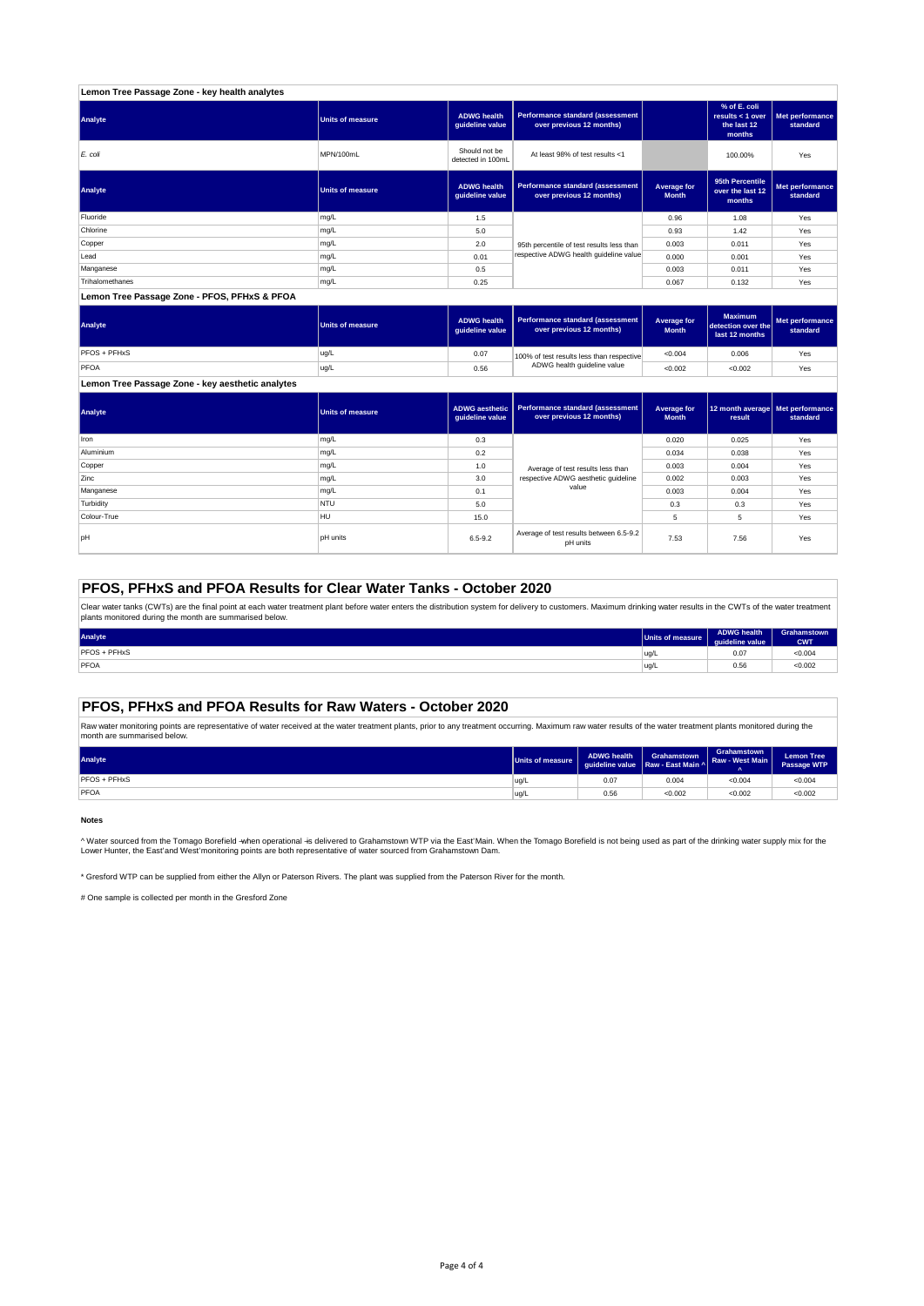## Lemon Tree Passage Zone - key health analytes

| Analyte | Units of measure | ADWG health guideline value | Performance standard (assessment over previous 12 months) | | % of E. coli results < 1 over the last 12 months | Met performance standard |
|---|---|---|---|---|---|---|
| *E. coli* | MPN/100mL | Should not be detected in 100mL | At least 98% of test results <1 | | 100.00% | Yes |

| Analyte | Units of measure | ADWG health guideline value | Performance standard (assessment over previous 12 months) | Average for Month | 95th Percentile over the last 12 months | Met performance standard |
|---|---|---|---|---|---|---|
| Fluoride | mg/L | 1.5 | 95th percentile of test results less than respective ADWG health guideline value | 0.96 | 1.08 | Yes |
| Chlorine | mg/L | 5.0 | | 0.93 | 1.42 | Yes |
| Copper | mg/L | 2.0 | | 0.003 | 0.011 | Yes |
| Lead | mg/L | 0.01 | | 0.000 | 0.001 | Yes |
| Manganese | mg/L | 0.5 | | 0.003 | 0.011 | Yes |
| Trihalomethanes | mg/L | 0.25 | | 0.067 | 0.132 | Yes |

## Lemon Tree Passage Zone - PFOS, PFHxS & PFOA

| Analyte | Units of measure | ADWG health guideline value | Performance standard (assessment over previous 12 months) | Average for Month | Maximum detection over the last 12 months | Met performance standard |
|---|---|---|---|---|---|---|
| PFOS + PFHxS | ug/L | 0.07 | 100% of test results less than respective ADWG health guideline value | <0.004 | 0.006 | Yes |
| PFOA | ug/L | 0.56 | | <0.002 | <0.002 | Yes |

## Lemon Tree Passage Zone - key aesthetic analytes

| Analyte | Units of measure | ADWG aesthetic guideline value | Performance standard (assessment over previous 12 months) | Average for Month | 12 month average result | Met performance standard |
|---|---|---|---|---|---|---|
| Iron | mg/L | 0.3 | Average of test results less than respective ADWG aesthetic guideline value | 0.020 | 0.025 | Yes |
| Aluminium | mg/L | 0.2 | | 0.034 | 0.038 | Yes |
| Copper | mg/L | 1.0 | | 0.003 | 0.004 | Yes |
| Zinc | mg/L | 3.0 | | 0.002 | 0.003 | Yes |
| Manganese | mg/L | 0.1 | | 0.003 | 0.004 | Yes |
| Turbidity | NTU | 5.0 | | 0.3 | 0.3 | Yes |
| Colour-True | HU | 15.0 | | 5 | 5 | Yes |
| pH | pH units | 6.5-9.2 | Average of test results between 6.5-9.2 pH units | 7.53 | 7.56 | Yes |

## PFOS, PFHxS and PFOA Results for Clear Water Tanks - October 2020

Clear water tanks (CWTs) are the final point at each water treatment plant before water enters the distribution system for delivery to customers. Maximum drinking water results in the CWTs of the water treatment plants monitored during the month are summarised below.

| Analyte | Units of measure | ADWG health guideline value | Grahamstown CWT |
|---|---|---|---|
| PFOS + PFHxS | ug/L | 0.07 | <0.004 |
| PFOA | ug/L | 0.56 | <0.002 |

## PFOS, PFHxS and PFOA Results for Raw Waters - October 2020

Raw water monitoring points are representative of water received at the water treatment plants, prior to any treatment occurring. Maximum raw water results of the water treatment plants monitored during the month are summarised below.

| Analyte | Units of measure | ADWG health guideline value | Grahamstown Raw - East Main ^ | Grahamstown Raw - West Main ^ | Lemon Tree Passage WTP |
|---|---|---|---|---|---|
| PFOS + PFHxS | ug/L | 0.07 | 0.004 | <0.004 | <0.004 |
| PFOA | ug/L | 0.56 | <0.002 | <0.002 | <0.002 |

**Notes**

^ Water sourced from the Tomago Borefield -when operational -is delivered to Grahamstown WTP via the East'Main. When the Tomago Borefield is not being used as part of the drinking water supply mix for the Lower Hunter, the East'and West'monitoring points are both representative of water sourced from Grahamstown Dam.

* Gresford WTP can be supplied from either the Allyn or Paterson Rivers. The plant was supplied from the Paterson River for the month.

# One sample is collected per month in the Gresford Zone